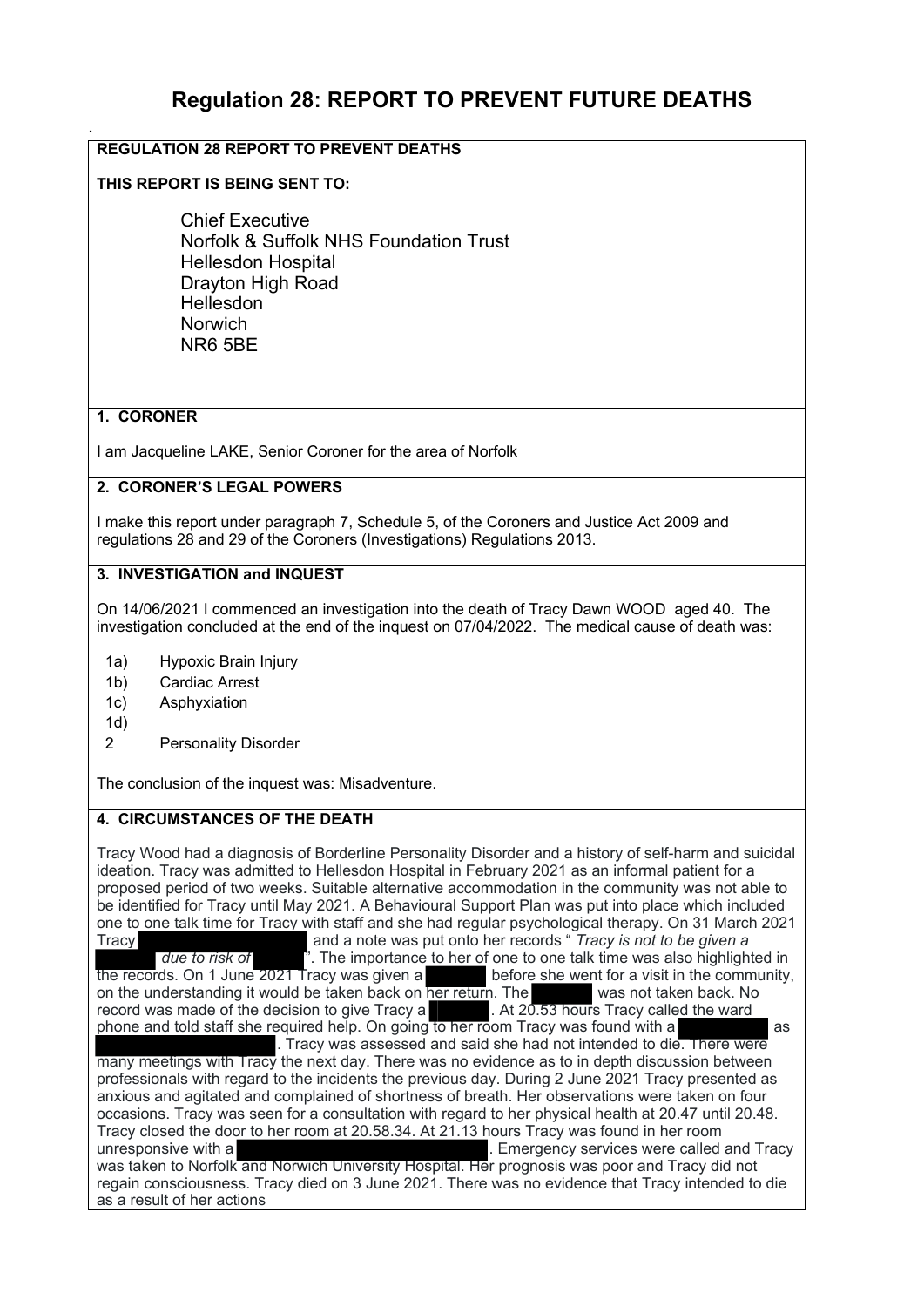# Regulation 28: REPORT TO PREVENT FUTURE DEATHS

.

**REGULATION 28 REPORT TO PREVENT DEATHS**

**THIS REPORT IS BEING SENT TO:**

Chief Executive
Norfolk & Suffolk NHS Foundation Trust
Hellesdon Hospital
Drayton High Road
Hellesdon
Norwich
NR6 5BE

**1. CORONER**

I am Jacqueline LAKE, Senior Coroner for the area of Norfolk

**2. CORONER'S LEGAL POWERS**

I make this report under paragraph 7, Schedule 5, of the Coroners and Justice Act 2009 and regulations 28 and 29 of the Coroners (Investigations) Regulations 2013.

**3. INVESTIGATION and INQUEST**

On 14/06/2021 I commenced an investigation into the death of Tracy Dawn WOOD aged 40. The investigation concluded at the end of the inquest on 07/04/2022. The medical cause of death was:

1a) Hypoxic Brain Injury
1b) Cardiac Arrest
1c) Asphyxiation
1d)
2 Personality Disorder

The conclusion of the inquest was: Misadventure.

**4. CIRCUMSTANCES OF THE DEATH**

Tracy Wood had a diagnosis of Borderline Personality Disorder and a history of self-harm and suicidal ideation. Tracy was admitted to Hellesdon Hospital in February 2021 as an informal patient for a proposed period of two weeks. Suitable alternative accommodation in the community was not able to be identified for Tracy until May 2021. A Behavioural Support Plan was put into place which included one to one talk time for Tracy with staff and she had regular psychological therapy. On 31 March 2021 Tracy [REDACTED] and a note was put onto her records " *Tracy is not to be given a [REDACTED] due to risk of [REDACTED]* ". The importance to her of one to one talk time was also highlighted in the records. On 1 June 2021 Tracy was given a [REDACTED] before she went for a visit in the community, on the understanding it would be taken back on her return. The [REDACTED] was not taken back. No record was made of the decision to give Tracy a [REDACTED]. At 20.53 hours Tracy called the ward phone and told staff she required help. On going to her room Tracy was found with a [REDACTED] as [REDACTED]. Tracy was assessed and said she had not intended to die. There were many meetings with Tracy the next day. There was no evidence as to in depth discussion between professionals with regard to the incidents the previous day. During 2 June 2021 Tracy presented as anxious and agitated and complained of shortness of breath. Her observations were taken on four occasions. Tracy was seen for a consultation with regard to her physical health at 20.47 until 20.48. Tracy closed the door to her room at 20.58.34. At 21.13 hours Tracy was found in her room unresponsive with a [REDACTED]. Emergency services were called and Tracy was taken to Norfolk and Norwich University Hospital. Her prognosis was poor and Tracy did not regain consciousness. Tracy died on 3 June 2021. There was no evidence that Tracy intended to die as a result of her actions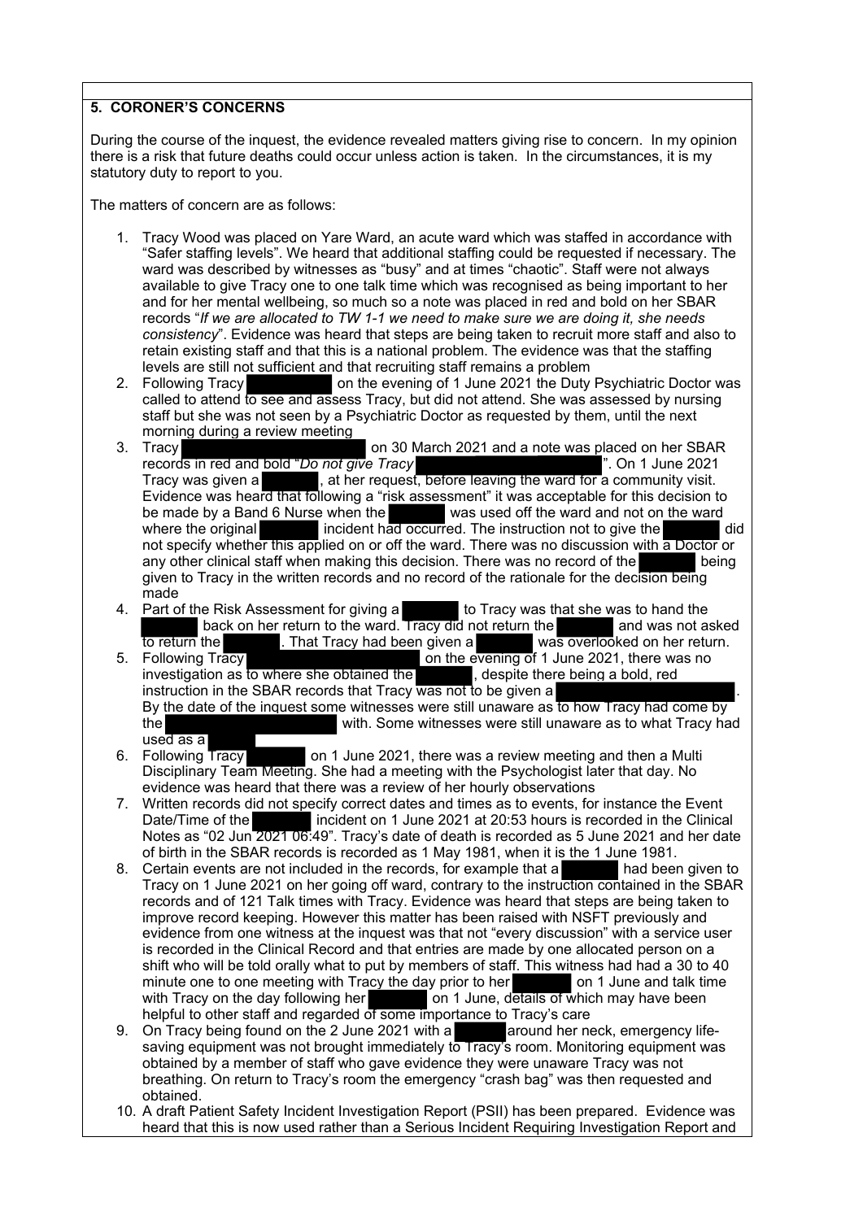## 5. CORONER'S CONCERNS

During the course of the inquest, the evidence revealed matters giving rise to concern. In my opinion there is a risk that future deaths could occur unless action is taken. In the circumstances, it is my statutory duty to report to you.

The matters of concern are as follows:

1. Tracy Wood was placed on Yare Ward, an acute ward which was staffed in accordance with "Safer staffing levels". We heard that additional staffing could be requested if necessary. The ward was described by witnesses as "busy" and at times "chaotic". Staff were not always available to give Tracy one to one talk time which was recognised as being important to her and for her mental wellbeing, so much so a note was placed in red and bold on her SBAR records "*If we are allocated to TW 1-1 we need to make sure we are doing it, she needs consistency*". Evidence was heard that steps are being taken to recruit more staff and also to retain existing staff and that this is a national problem. The evidence was that the staffing levels are still not sufficient and that recruiting staff remains a problem
2. Following Tracy [REDACTED] on the evening of 1 June 2021 the Duty Psychiatric Doctor was called to attend to see and assess Tracy, but did not attend. She was assessed by nursing staff but she was not seen by a Psychiatric Doctor as requested by them, until the next morning during a review meeting
3. Tracy [REDACTED] on 30 March 2021 and a note was placed on her SBAR records in red and bold "*Do not give Tracy* [REDACTED]". On 1 June 2021 Tracy was given a [REDACTED], at her request, before leaving the ward for a community visit. Evidence was heard that following a "risk assessment" it was acceptable for this decision to be made by a Band 6 Nurse when the [REDACTED] was used off the ward and not on the ward where the original [REDACTED] incident had occurred. The instruction not to give the [REDACTED] did not specify whether this applied on or off the ward. There was no discussion with a Doctor or any other clinical staff when making this decision. There was no record of the [REDACTED] being given to Tracy in the written records and no record of the rationale for the decision being made
4. Part of the Risk Assessment for giving a [REDACTED] to Tracy was that she was to hand the [REDACTED] back on her return to the ward. Tracy did not return the [REDACTED] and was not asked to return the [REDACTED]. That Tracy had been given a [REDACTED] was overlooked on her return.
5. Following Tracy [REDACTED] on the evening of 1 June 2021, there was no investigation as to where she obtained the [REDACTED], despite there being a bold, red instruction in the SBAR records that Tracy was not to be given a [REDACTED]. By the date of the inquest some witnesses were still unaware as to how Tracy had come by the [REDACTED] with. Some witnesses were still unaware as to what Tracy had used as a [REDACTED]
6. Following Tracy [REDACTED] on 1 June 2021, there was a review meeting and then a Multi Disciplinary Team Meeting. She had a meeting with the Psychologist later that day. No evidence was heard that there was a review of her hourly observations
7. Written records did not specify correct dates and times as to events, for instance the Event Date/Time of the [REDACTED] incident on 1 June 2021 at 20:53 hours is recorded in the Clinical Notes as "02 Jun 2021 06:49". Tracy's date of death is recorded as 5 June 2021 and her date of birth in the SBAR records is recorded as 1 May 1981, when it is the 1 June 1981.
8. Certain events are not included in the records, for example that a [REDACTED] had been given to Tracy on 1 June 2021 on her going off ward, contrary to the instruction contained in the SBAR records and of 121 Talk times with Tracy. Evidence was heard that steps are being taken to improve record keeping. However this matter has been raised with NSFT previously and evidence from one witness at the inquest was that not "every discussion" with a service user is recorded in the Clinical Record and that entries are made by one allocated person on a shift who will be told orally what to put by members of staff. This witness had had a 30 to 40 minute one to one meeting with Tracy the day prior to her [REDACTED] on 1 June and talk time with Tracy on the day following her [REDACTED] on 1 June, details of which may have been helpful to other staff and regarded of some importance to Tracy's care
9. On Tracy being found on the 2 June 2021 with a [REDACTED] around her neck, emergency life-saving equipment was not brought immediately to Tracy's room. Monitoring equipment was obtained by a member of staff who gave evidence they were unaware Tracy was not breathing. On return to Tracy's room the emergency "crash bag" was then requested and obtained.
10. A draft Patient Safety Incident Investigation Report (PSII) has been prepared. Evidence was heard that this is now used rather than a Serious Incident Requiring Investigation Report and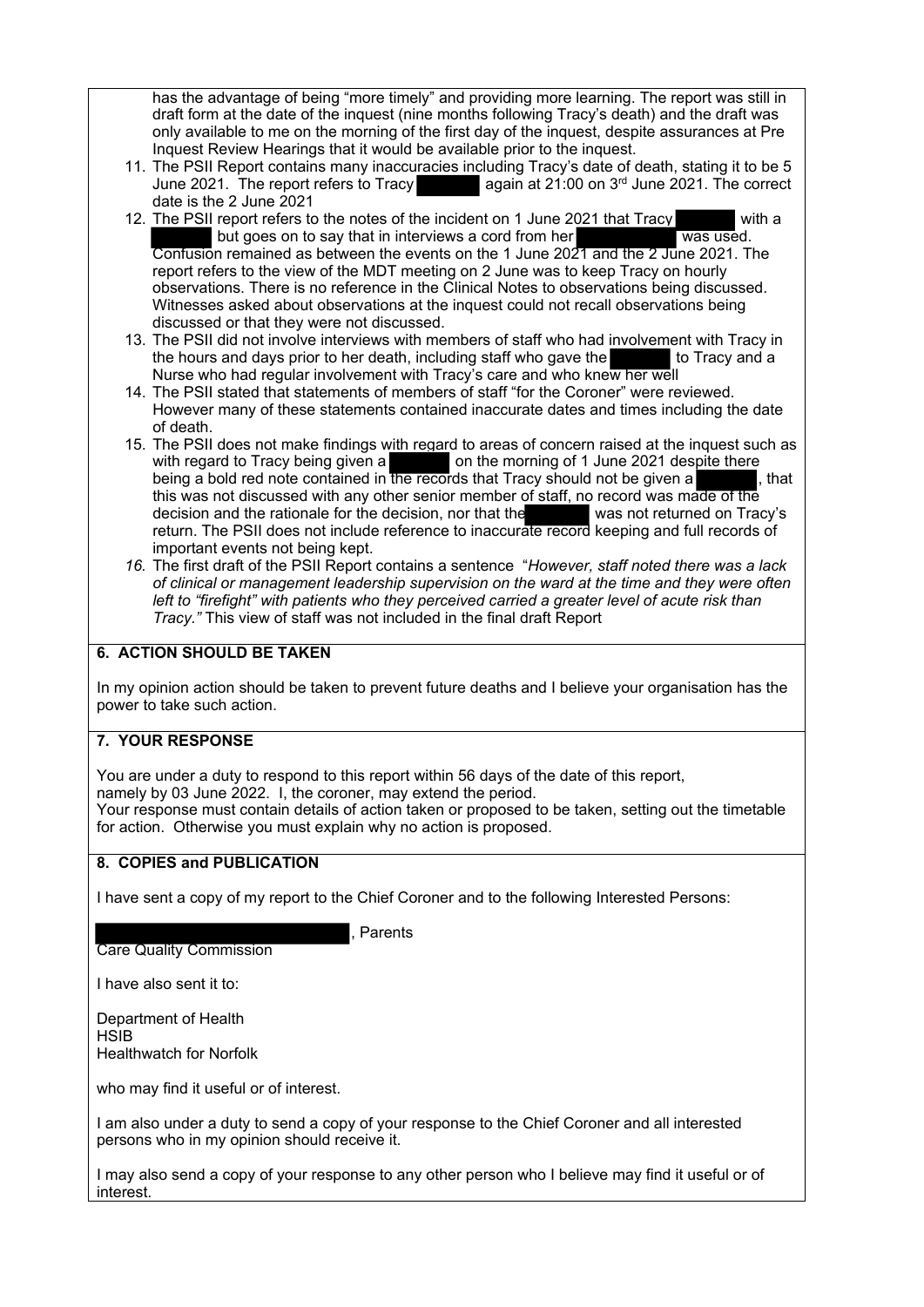has the advantage of being "more timely" and providing more learning. The report was still in draft form at the date of the inquest (nine months following Tracy's death) and the draft was only available to me on the morning of the first day of the inquest, despite assurances at Pre Inquest Review Hearings that it would be available prior to the inquest.

11. The PSII Report contains many inaccuracies including Tracy's date of death, stating it to be 5 June 2021. The report refers to Tracy [REDACTED] again at 21:00 on 3rd June 2021. The correct date is the 2 June 2021
12. The PSII report refers to the notes of the incident on 1 June 2021 that Tracy [REDACTED] with a [REDACTED] but goes on to say that in interviews a cord from her [REDACTED] was used. Confusion remained as between the events on the 1 June 2021 and the 2 June 2021. The report refers to the view of the MDT meeting on 2 June was to keep Tracy on hourly observations. There is no reference in the Clinical Notes to observations being discussed. Witnesses asked about observations at the inquest could not recall observations being discussed or that they were not discussed.
13. The PSII did not involve interviews with members of staff who had involvement with Tracy in the hours and days prior to her death, including staff who gave the [REDACTED] to Tracy and a Nurse who had regular involvement with Tracy's care and who knew her well
14. The PSII stated that statements of members of staff "for the Coroner" were reviewed. However many of these statements contained inaccurate dates and times including the date of death.
15. The PSII does not make findings with regard to areas of concern raised at the inquest such as with regard to Tracy being given a [REDACTED] on the morning of 1 June 2021 despite there being a bold red note contained in the records that Tracy should not be given a [REDACTED], that this was not discussed with any other senior member of staff, no record was made of the decision and the rationale for the decision, nor that the [REDACTED] was not returned on Tracy's return. The PSII does not include reference to inaccurate record keeping and full records of important events not being kept.
16. *The first draft of the PSII Report contains a sentence "However, staff noted there was a lack of clinical or management leadership supervision on the ward at the time and they were often left to "firefight" with patients who they perceived carried a greater level of acute risk than Tracy."* This view of staff was not included in the final draft Report

## 6. ACTION SHOULD BE TAKEN

In my opinion action should be taken to prevent future deaths and I believe your organisation has the power to take such action.

## 7. YOUR RESPONSE

You are under a duty to respond to this report within 56 days of the date of this report, namely by 03 June 2022. I, the coroner, may extend the period.
Your response must contain details of action taken or proposed to be taken, setting out the timetable for action. Otherwise you must explain why no action is proposed.

## 8. COPIES and PUBLICATION

I have sent a copy of my report to the Chief Coroner and to the following Interested Persons:

[REDACTED], Parents
Care Quality Commission

I have also sent it to:

Department of Health
HSIB
Healthwatch for Norfolk

who may find it useful or of interest.

I am also under a duty to send a copy of your response to the Chief Coroner and all interested persons who in my opinion should receive it.

I may also send a copy of your response to any other person who I believe may find it useful or of interest.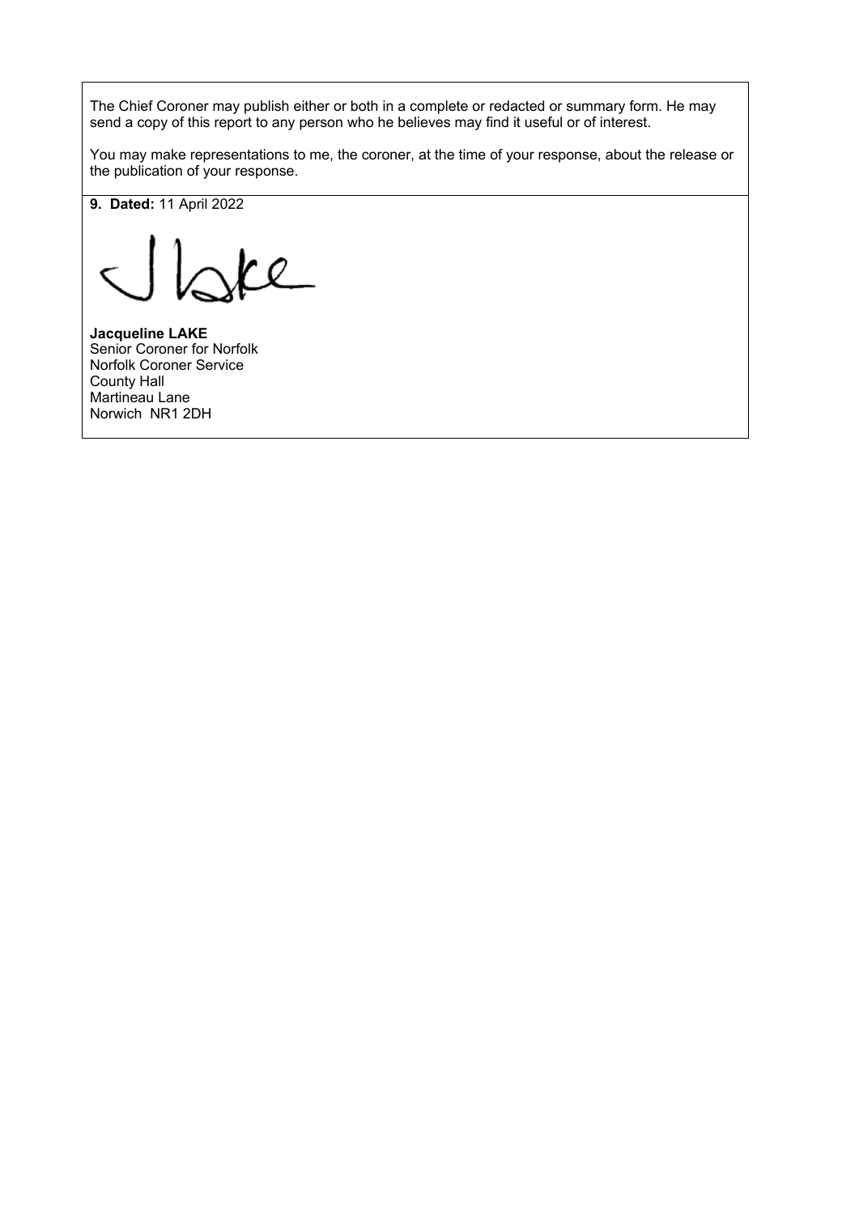The Chief Coroner may publish either or both in a complete or redacted or summary form. He may send a copy of this report to any person who he believes may find it useful or of interest.

You may make representations to me, the coroner, at the time of your response, about the release or the publication of your response.

**9. Dated:** 11 April 2022

**Jacqueline LAKE**
Senior Coroner for Norfolk
Norfolk Coroner Service
County Hall
Martineau Lane
Norwich NR1 2DH